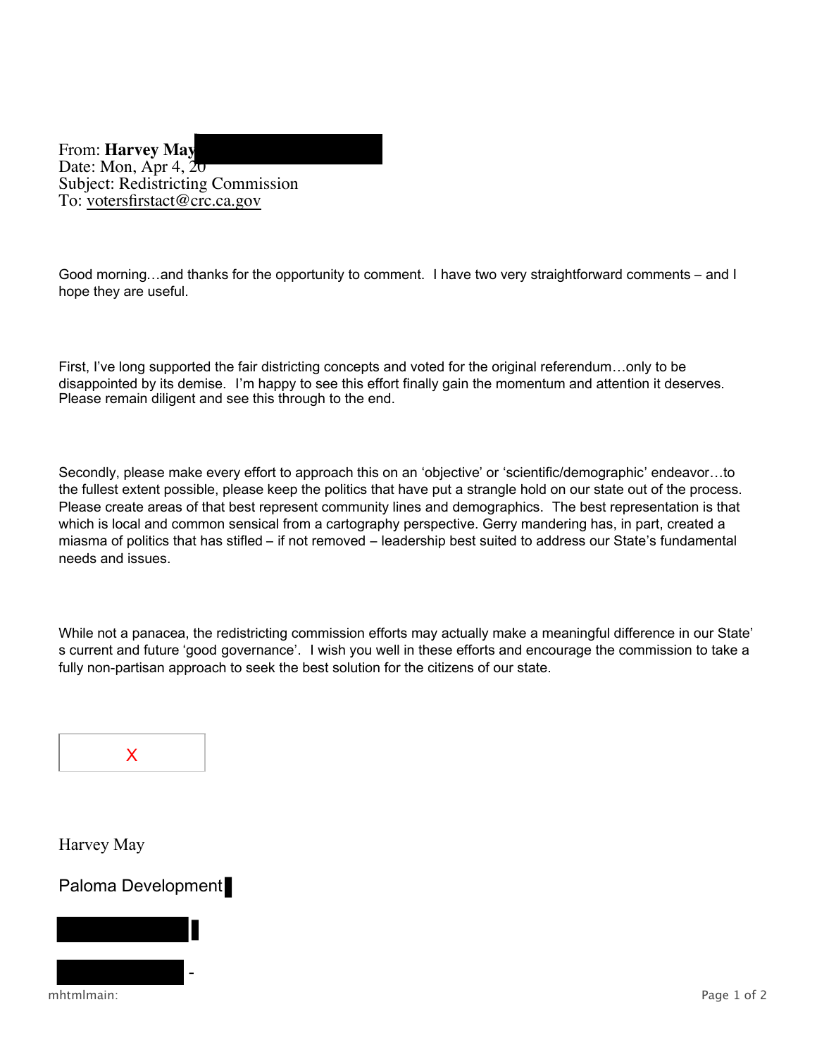From: **Harvey May**
Date: Mon, Apr 4, 20
Subject: Redistricting Commission
To: votersfirstact@crc.ca.gov

Good morning…and thanks for the opportunity to comment. I have two very straightforward comments – and I hope they are useful.

First, I've long supported the fair districting concepts and voted for the original referendum…only to be disappointed by its demise. I'm happy to see this effort finally gain the momentum and attention it deserves. Please remain diligent and see this through to the end.

Secondly, please make every effort to approach this on an 'objective' or 'scientific/demographic' endeavor…to the fullest extent possible, please keep the politics that have put a strangle hold on our state out of the process. Please create areas of that best represent community lines and demographics. The best representation is that which is local and common sensical from a cartography perspective. Gerry mandering has, in part, created a miasma of politics that has stifled – if not removed – leadership best suited to address our State's fundamental needs and issues.

While not a panacea, the redistricting commission efforts may actually make a meaningful difference in our State's current and future 'good governance'. I wish you well in these efforts and encourage the commission to take a fully non-partisan approach to seek the best solution for the citizens of our state.

X

Harvey May

Paloma Development

-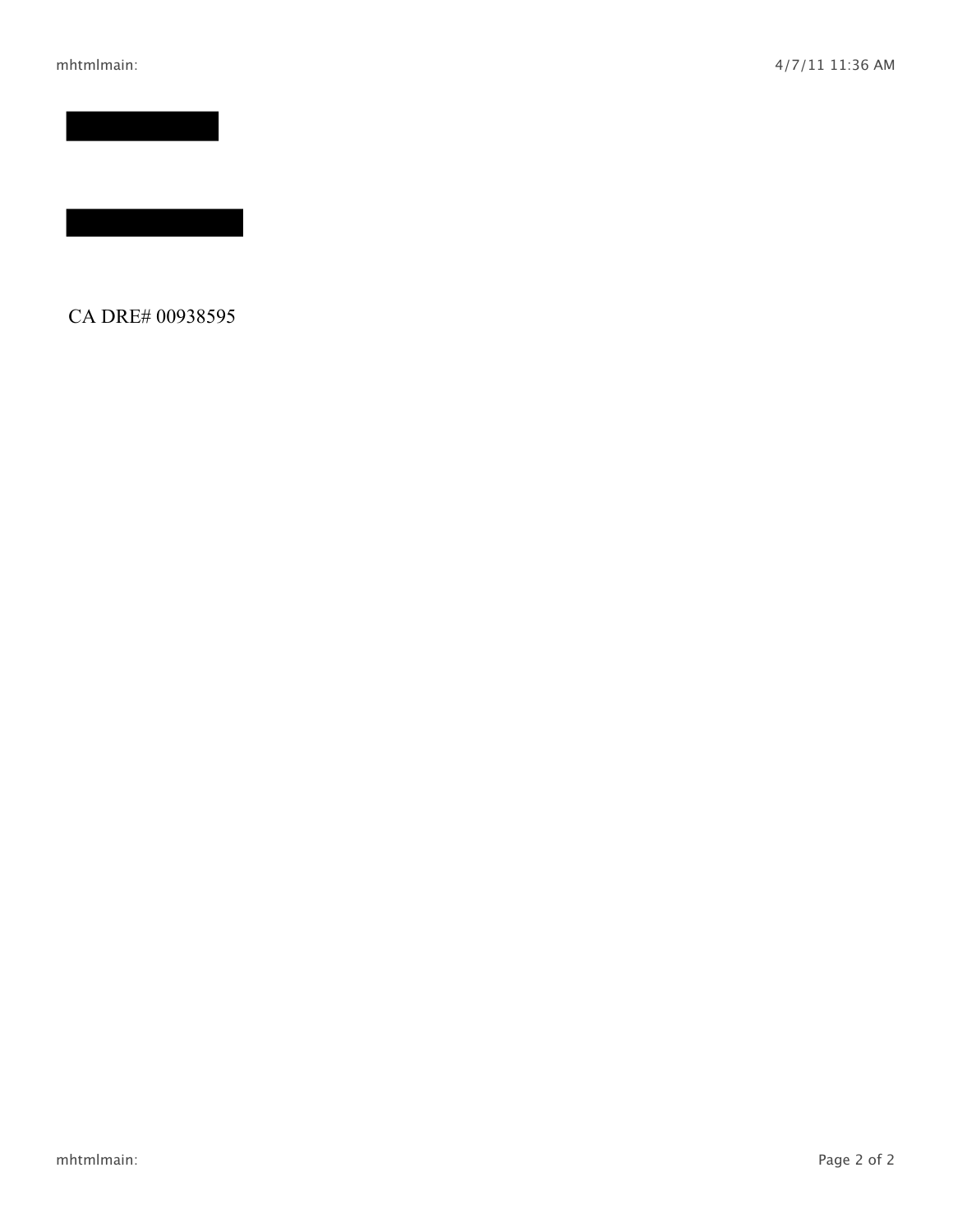CA DRE# 00938595